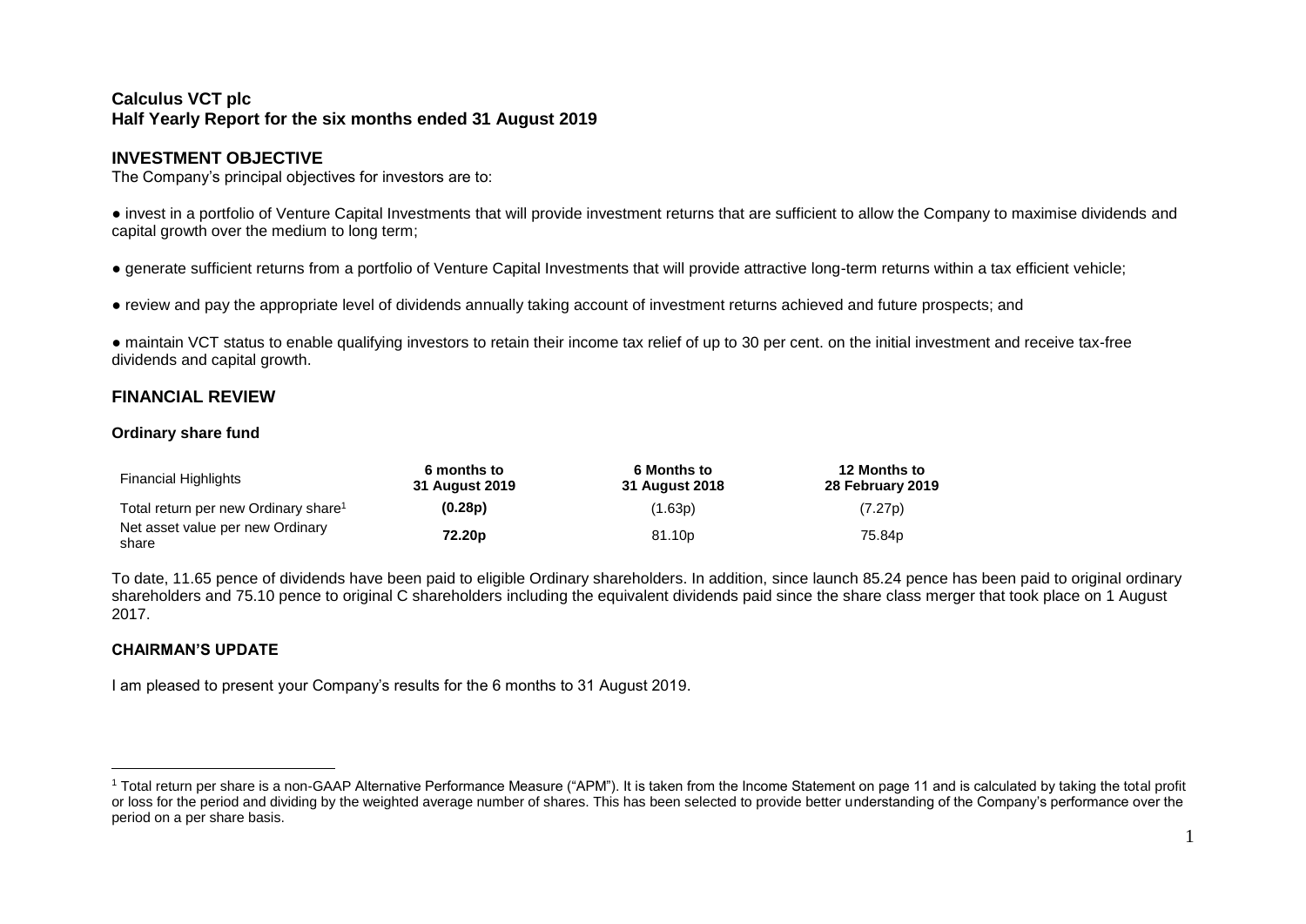# Calculus VCT plc
## Half Yearly Report for the six months ended 31 August 2019

## INVESTMENT OBJECTIVE

The Company's principal objectives for investors are to:

● invest in a portfolio of Venture Capital Investments that will provide investment returns that are sufficient to allow the Company to maximise dividends and capital growth over the medium to long term;

● generate sufficient returns from a portfolio of Venture Capital Investments that will provide attractive long-term returns within a tax efficient vehicle;

● review and pay the appropriate level of dividends annually taking account of investment returns achieved and future prospects; and

● maintain VCT status to enable qualifying investors to retain their income tax relief of up to 30 per cent. on the initial investment and receive tax-free dividends and capital growth.

## FINANCIAL REVIEW

### Ordinary share fund

| Financial Highlights | 6 months to 31 August 2019 | 6 Months to 31 August 2018 | 12 Months to 28 February 2019 |
|---|---|---|---|
| Total return per new Ordinary share[1] | **(0.28p)** | (1.63p) | (7.27p) |
| Net asset value per new Ordinary share | **72.20p** | 81.10p | 75.84p |

To date, 11.65 pence of dividends have been paid to eligible Ordinary shareholders. In addition, since launch 85.24 pence has been paid to original ordinary shareholders and 75.10 pence to original C shareholders including the equivalent dividends paid since the share class merger that took place on 1 August 2017.

### CHAIRMAN'S UPDATE

I am pleased to present your Company's results for the 6 months to 31 August 2019.

[1] Total return per share is a non-GAAP Alternative Performance Measure ("APM"). It is taken from the Income Statement on page 11 and is calculated by taking the total profit or loss for the period and dividing by the weighted average number of shares. This has been selected to provide better understanding of the Company's performance over the period on a per share basis.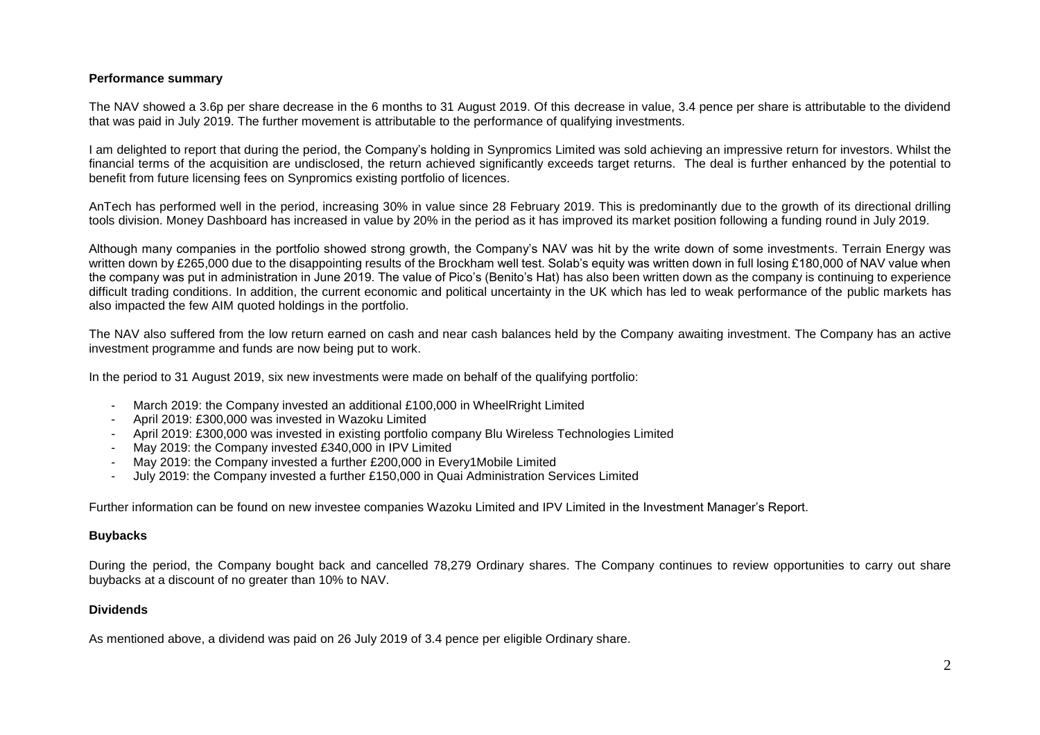**Performance summary**

The NAV showed a 3.6p per share decrease in the 6 months to 31 August 2019. Of this decrease in value, 3.4 pence per share is attributable to the dividend that was paid in July 2019. The further movement is attributable to the performance of qualifying investments.

I am delighted to report that during the period, the Company's holding in Synpromics Limited was sold achieving an impressive return for investors. Whilst the financial terms of the acquisition are undisclosed, the return achieved significantly exceeds target returns. The deal is further enhanced by the potential to benefit from future licensing fees on Synpromics existing portfolio of licences.

AnTech has performed well in the period, increasing 30% in value since 28 February 2019. This is predominantly due to the growth of its directional drilling tools division. Money Dashboard has increased in value by 20% in the period as it has improved its market position following a funding round in July 2019.

Although many companies in the portfolio showed strong growth, the Company's NAV was hit by the write down of some investments. Terrain Energy was written down by £265,000 due to the disappointing results of the Brockham well test. Solab's equity was written down in full losing £180,000 of NAV value when the company was put in administration in June 2019. The value of Pico's (Benito's Hat) has also been written down as the company is continuing to experience difficult trading conditions. In addition, the current economic and political uncertainty in the UK which has led to weak performance of the public markets has also impacted the few AIM quoted holdings in the portfolio.

The NAV also suffered from the low return earned on cash and near cash balances held by the Company awaiting investment. The Company has an active investment programme and funds are now being put to work.

In the period to 31 August 2019, six new investments were made on behalf of the qualifying portfolio:

- March 2019: the Company invested an additional £100,000 in WheelRright Limited
- April 2019: £300,000 was invested in Wazoku Limited
- April 2019: £300,000 was invested in existing portfolio company Blu Wireless Technologies Limited
- May 2019: the Company invested £340,000 in IPV Limited
- May 2019: the Company invested a further £200,000 in Every1Mobile Limited
- July 2019: the Company invested a further £150,000 in Quai Administration Services Limited

Further information can be found on new investee companies Wazoku Limited and IPV Limited in the Investment Manager's Report.

**Buybacks**

During the period, the Company bought back and cancelled 78,279 Ordinary shares. The Company continues to review opportunities to carry out share buybacks at a discount of no greater than 10% to NAV.

**Dividends**

As mentioned above, a dividend was paid on 26 July 2019 of 3.4 pence per eligible Ordinary share.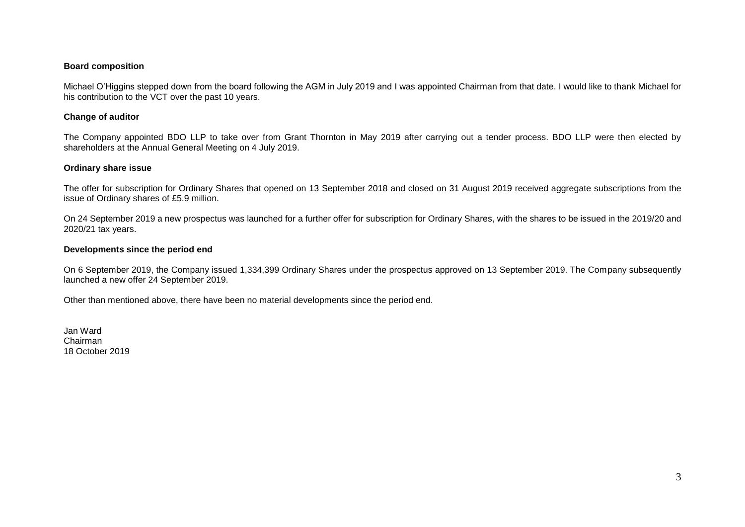**Board composition**

Michael O'Higgins stepped down from the board following the AGM in July 2019 and I was appointed Chairman from that date. I would like to thank Michael for his contribution to the VCT over the past 10 years.

**Change of auditor**

The Company appointed BDO LLP to take over from Grant Thornton in May 2019 after carrying out a tender process. BDO LLP were then elected by shareholders at the Annual General Meeting on 4 July 2019.

**Ordinary share issue**

The offer for subscription for Ordinary Shares that opened on 13 September 2018 and closed on 31 August 2019 received aggregate subscriptions from the issue of Ordinary shares of £5.9 million.

On 24 September 2019 a new prospectus was launched for a further offer for subscription for Ordinary Shares, with the shares to be issued in the 2019/20 and 2020/21 tax years.

**Developments since the period end**

On 6 September 2019, the Company issued 1,334,399 Ordinary Shares under the prospectus approved on 13 September 2019. The Company subsequently launched a new offer 24 September 2019.

Other than mentioned above, there have been no material developments since the period end.

Jan Ward
Chairman
18 October 2019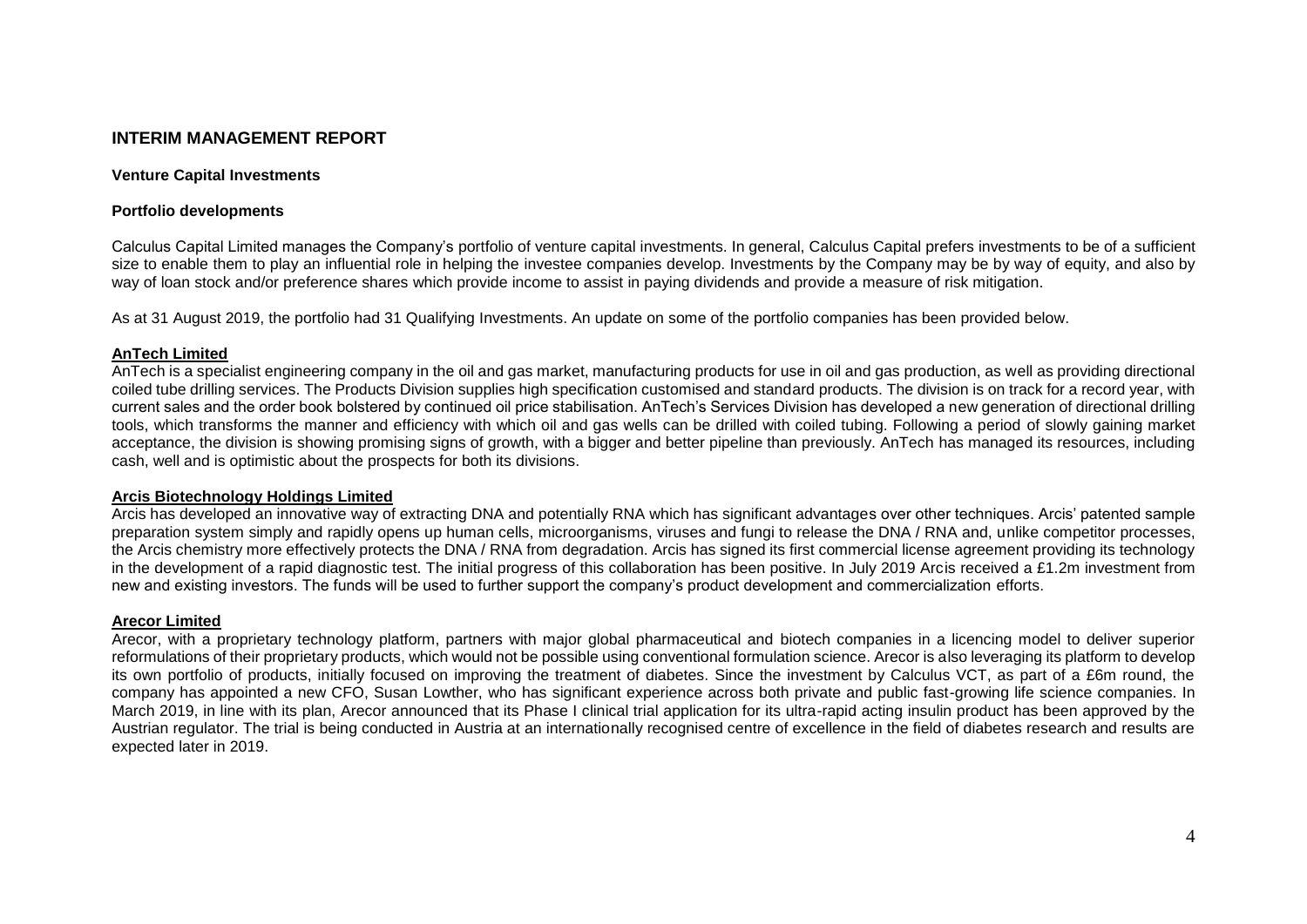# INTERIM MANAGEMENT REPORT

## Venture Capital Investments

### Portfolio developments

Calculus Capital Limited manages the Company's portfolio of venture capital investments. In general, Calculus Capital prefers investments to be of a sufficient size to enable them to play an influential role in helping the investee companies develop. Investments by the Company may be by way of equity, and also by way of loan stock and/or preference shares which provide income to assist in paying dividends and provide a measure of risk mitigation.

As at 31 August 2019, the portfolio had 31 Qualifying Investments. An update on some of the portfolio companies has been provided below.

**AnTech Limited**

AnTech is a specialist engineering company in the oil and gas market, manufacturing products for use in oil and gas production, as well as providing directional coiled tube drilling services. The Products Division supplies high specification customised and standard products. The division is on track for a record year, with current sales and the order book bolstered by continued oil price stabilisation. AnTech's Services Division has developed a new generation of directional drilling tools, which transforms the manner and efficiency with which oil and gas wells can be drilled with coiled tubing. Following a period of slowly gaining market acceptance, the division is showing promising signs of growth, with a bigger and better pipeline than previously. AnTech has managed its resources, including cash, well and is optimistic about the prospects for both its divisions.

**Arcis Biotechnology Holdings Limited**

Arcis has developed an innovative way of extracting DNA and potentially RNA which has significant advantages over other techniques. Arcis' patented sample preparation system simply and rapidly opens up human cells, microorganisms, viruses and fungi to release the DNA / RNA and, unlike competitor processes, the Arcis chemistry more effectively protects the DNA / RNA from degradation. Arcis has signed its first commercial license agreement providing its technology in the development of a rapid diagnostic test. The initial progress of this collaboration has been positive. In July 2019 Arcis received a £1.2m investment from new and existing investors. The funds will be used to further support the company's product development and commercialization efforts.

**Arecor Limited**

Arecor, with a proprietary technology platform, partners with major global pharmaceutical and biotech companies in a licencing model to deliver superior reformulations of their proprietary products, which would not be possible using conventional formulation science. Arecor is also leveraging its platform to develop its own portfolio of products, initially focused on improving the treatment of diabetes. Since the investment by Calculus VCT, as part of a £6m round, the company has appointed a new CFO, Susan Lowther, who has significant experience across both private and public fast-growing life science companies. In March 2019, in line with its plan, Arecor announced that its Phase I clinical trial application for its ultra-rapid acting insulin product has been approved by the Austrian regulator. The trial is being conducted in Austria at an internationally recognised centre of excellence in the field of diabetes research and results are expected later in 2019.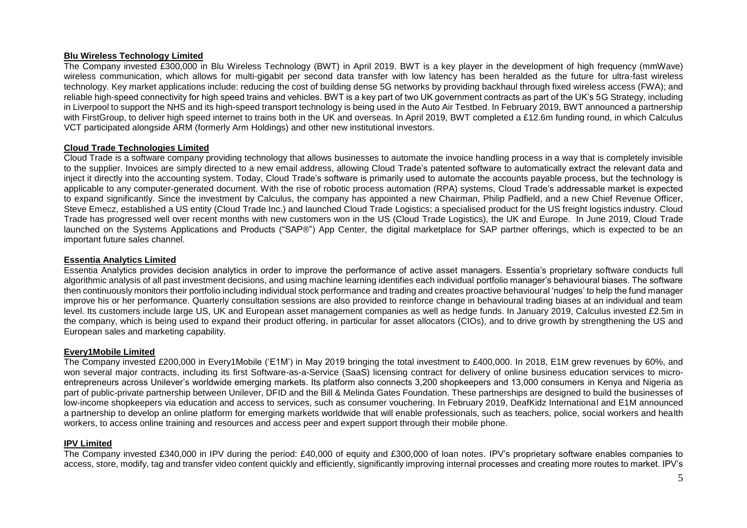**Blu Wireless Technology Limited**

The Company invested £300,000 in Blu Wireless Technology (BWT) in April 2019. BWT is a key player in the development of high frequency (mmWave) wireless communication, which allows for multi-gigabit per second data transfer with low latency has been heralded as the future for ultra-fast wireless technology. Key market applications include: reducing the cost of building dense 5G networks by providing backhaul through fixed wireless access (FWA); and reliable high-speed connectivity for high speed trains and vehicles. BWT is a key part of two UK government contracts as part of the UK's 5G Strategy, including in Liverpool to support the NHS and its high-speed transport technology is being used in the Auto Air Testbed. In February 2019, BWT announced a partnership with FirstGroup, to deliver high speed internet to trains both in the UK and overseas. In April 2019, BWT completed a £12.6m funding round, in which Calculus VCT participated alongside ARM (formerly Arm Holdings) and other new institutional investors.

**Cloud Trade Technologies Limited**

Cloud Trade is a software company providing technology that allows businesses to automate the invoice handling process in a way that is completely invisible to the supplier. Invoices are simply directed to a new email address, allowing Cloud Trade's patented software to automatically extract the relevant data and inject it directly into the accounting system. Today, Cloud Trade's software is primarily used to automate the accounts payable process, but the technology is applicable to any computer-generated document. With the rise of robotic process automation (RPA) systems, Cloud Trade's addressable market is expected to expand significantly. Since the investment by Calculus, the company has appointed a new Chairman, Philip Padfield, and a new Chief Revenue Officer, Steve Emecz, established a US entity (Cloud Trade Inc.) and launched Cloud Trade Logistics; a specialised product for the US freight logistics industry. Cloud Trade has progressed well over recent months with new customers won in the US (Cloud Trade Logistics), the UK and Europe. In June 2019, Cloud Trade launched on the Systems Applications and Products ("SAP®") App Center, the digital marketplace for SAP partner offerings, which is expected to be an important future sales channel.

**Essentia Analytics Limited**

Essentia Analytics provides decision analytics in order to improve the performance of active asset managers. Essentia's proprietary software conducts full algorithmic analysis of all past investment decisions, and using machine learning identifies each individual portfolio manager's behavioural biases. The software then continuously monitors their portfolio including individual stock performance and trading and creates proactive behavioural 'nudges' to help the fund manager improve his or her performance. Quarterly consultation sessions are also provided to reinforce change in behavioural trading biases at an individual and team level. Its customers include large US, UK and European asset management companies as well as hedge funds. In January 2019, Calculus invested £2.5m in the company, which is being used to expand their product offering, in particular for asset allocators (CIOs), and to drive growth by strengthening the US and European sales and marketing capability.

**Every1Mobile Limited**

The Company invested £200,000 in Every1Mobile ('E1M') in May 2019 bringing the total investment to £400,000. In 2018, E1M grew revenues by 60%, and won several major contracts, including its first Software-as-a-Service (SaaS) licensing contract for delivery of online business education services to micro-entrepreneurs across Unilever's worldwide emerging markets. Its platform also connects 3,200 shopkeepers and 13,000 consumers in Kenya and Nigeria as part of public-private partnership between Unilever, DFID and the Bill & Melinda Gates Foundation. These partnerships are designed to build the businesses of low-income shopkeepers via education and access to services, such as consumer vouchering. In February 2019, DeafKidz International and E1M announced a partnership to develop an online platform for emerging markets worldwide that will enable professionals, such as teachers, police, social workers and health workers, to access online training and resources and access peer and expert support through their mobile phone.

**IPV Limited**

The Company invested £340,000 in IPV during the period: £40,000 of equity and £300,000 of loan notes. IPV's proprietary software enables companies to access, store, modify, tag and transfer video content quickly and efficiently, significantly improving internal processes and creating more routes to market. IPV's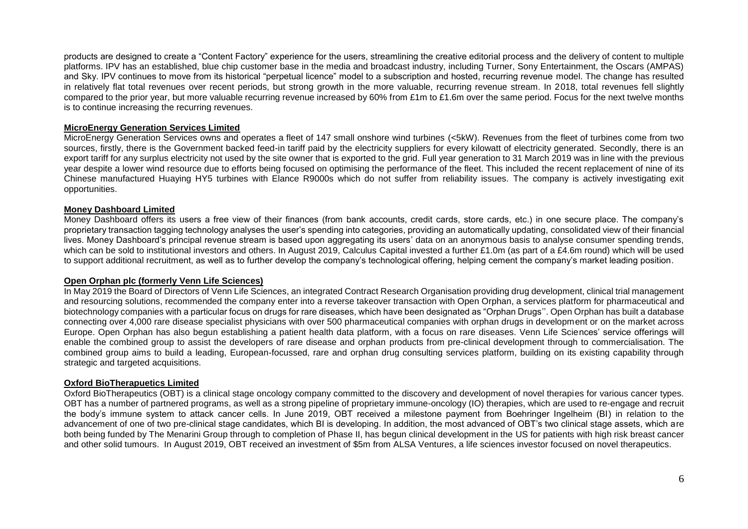products are designed to create a "Content Factory" experience for the users, streamlining the creative editorial process and the delivery of content to multiple platforms. IPV has an established, blue chip customer base in the media and broadcast industry, including Turner, Sony Entertainment, the Oscars (AMPAS) and Sky. IPV continues to move from its historical "perpetual licence" model to a subscription and hosted, recurring revenue model. The change has resulted in relatively flat total revenues over recent periods, but strong growth in the more valuable, recurring revenue stream. In 2018, total revenues fell slightly compared to the prior year, but more valuable recurring revenue increased by 60% from £1m to £1.6m over the same period. Focus for the next twelve months is to continue increasing the recurring revenues.

**MicroEnergy Generation Services Limited**

MicroEnergy Generation Services owns and operates a fleet of 147 small onshore wind turbines (<5kW). Revenues from the fleet of turbines come from two sources, firstly, there is the Government backed feed-in tariff paid by the electricity suppliers for every kilowatt of electricity generated. Secondly, there is an export tariff for any surplus electricity not used by the site owner that is exported to the grid. Full year generation to 31 March 2019 was in line with the previous year despite a lower wind resource due to efforts being focused on optimising the performance of the fleet. This included the recent replacement of nine of its Chinese manufactured Huaying HY5 turbines with Elance R9000s which do not suffer from reliability issues. The company is actively investigating exit opportunities.

**Money Dashboard Limited**

Money Dashboard offers its users a free view of their finances (from bank accounts, credit cards, store cards, etc.) in one secure place. The company's proprietary transaction tagging technology analyses the user's spending into categories, providing an automatically updating, consolidated view of their financial lives. Money Dashboard's principal revenue stream is based upon aggregating its users' data on an anonymous basis to analyse consumer spending trends, which can be sold to institutional investors and others. In August 2019, Calculus Capital invested a further £1.0m (as part of a £4.6m round) which will be used to support additional recruitment, as well as to further develop the company's technological offering, helping cement the company's market leading position.

**Open Orphan plc (formerly Venn Life Sciences)**

In May 2019 the Board of Directors of Venn Life Sciences, an integrated Contract Research Organisation providing drug development, clinical trial management and resourcing solutions, recommended the company enter into a reverse takeover transaction with Open Orphan, a services platform for pharmaceutical and biotechnology companies with a particular focus on drugs for rare diseases, which have been designated as "Orphan Drugs''. Open Orphan has built a database connecting over 4,000 rare disease specialist physicians with over 500 pharmaceutical companies with orphan drugs in development or on the market across Europe. Open Orphan has also begun establishing a patient health data platform, with a focus on rare diseases. Venn Life Sciences' service offerings will enable the combined group to assist the developers of rare disease and orphan products from pre-clinical development through to commercialisation. The combined group aims to build a leading, European-focussed, rare and orphan drug consulting services platform, building on its existing capability through strategic and targeted acquisitions.

**Oxford BioTherapuetics Limited**

Oxford BioTherapeutics (OBT) is a clinical stage oncology company committed to the discovery and development of novel therapies for various cancer types. OBT has a number of partnered programs, as well as a strong pipeline of proprietary immune-oncology (IO) therapies, which are used to re-engage and recruit the body's immune system to attack cancer cells. In June 2019, OBT received a milestone payment from Boehringer Ingelheim (BI) in relation to the advancement of one of two pre-clinical stage candidates, which BI is developing. In addition, the most advanced of OBT's two clinical stage assets, which are both being funded by The Menarini Group through to completion of Phase II, has begun clinical development in the US for patients with high risk breast cancer and other solid tumours. In August 2019, OBT received an investment of $5m from ALSA Ventures, a life sciences investor focused on novel therapeutics.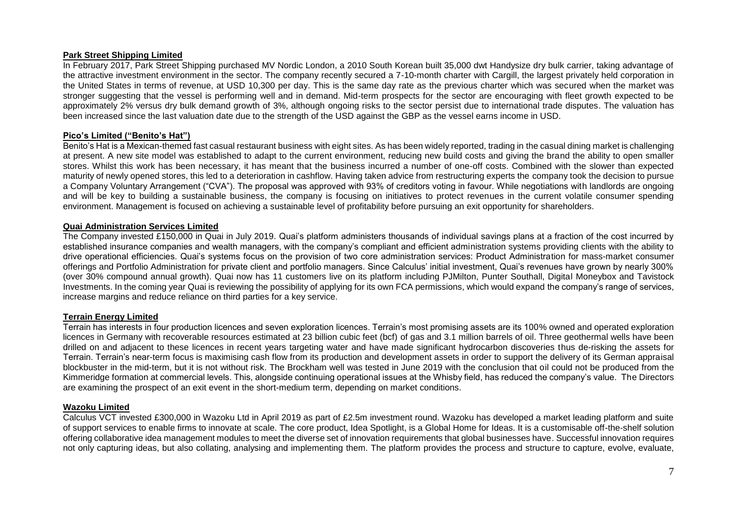**Park Street Shipping Limited**

In February 2017, Park Street Shipping purchased MV Nordic London, a 2010 South Korean built 35,000 dwt Handysize dry bulk carrier, taking advantage of the attractive investment environment in the sector. The company recently secured a 7-10-month charter with Cargill, the largest privately held corporation in the United States in terms of revenue, at USD 10,300 per day. This is the same day rate as the previous charter which was secured when the market was stronger suggesting that the vessel is performing well and in demand. Mid-term prospects for the sector are encouraging with fleet growth expected to be approximately 2% versus dry bulk demand growth of 3%, although ongoing risks to the sector persist due to international trade disputes. The valuation has been increased since the last valuation date due to the strength of the USD against the GBP as the vessel earns income in USD.

**Pico's Limited ("Benito's Hat")**

Benito's Hat is a Mexican-themed fast casual restaurant business with eight sites. As has been widely reported, trading in the casual dining market is challenging at present. A new site model was established to adapt to the current environment, reducing new build costs and giving the brand the ability to open smaller stores. Whilst this work has been necessary, it has meant that the business incurred a number of one-off costs. Combined with the slower than expected maturity of newly opened stores, this led to a deterioration in cashflow. Having taken advice from restructuring experts the company took the decision to pursue a Company Voluntary Arrangement ("CVA"). The proposal was approved with 93% of creditors voting in favour. While negotiations with landlords are ongoing and will be key to building a sustainable business, the company is focusing on initiatives to protect revenues in the current volatile consumer spending environment. Management is focused on achieving a sustainable level of profitability before pursuing an exit opportunity for shareholders.

**Quai Administration Services Limited**

The Company invested £150,000 in Quai in July 2019. Quai's platform administers thousands of individual savings plans at a fraction of the cost incurred by established insurance companies and wealth managers, with the company's compliant and efficient administration systems providing clients with the ability to drive operational efficiencies. Quai's systems focus on the provision of two core administration services: Product Administration for mass-market consumer offerings and Portfolio Administration for private client and portfolio managers. Since Calculus' initial investment, Quai's revenues have grown by nearly 300% (over 30% compound annual growth). Quai now has 11 customers live on its platform including PJMilton, Punter Southall, Digital Moneybox and Tavistock Investments. In the coming year Quai is reviewing the possibility of applying for its own FCA permissions, which would expand the company's range of services, increase margins and reduce reliance on third parties for a key service.

**Terrain Energy Limited**

Terrain has interests in four production licences and seven exploration licences. Terrain's most promising assets are its 100% owned and operated exploration licences in Germany with recoverable resources estimated at 23 billion cubic feet (bcf) of gas and 3.1 million barrels of oil. Three geothermal wells have been drilled on and adjacent to these licences in recent years targeting water and have made significant hydrocarbon discoveries thus de-risking the assets for Terrain. Terrain's near-term focus is maximising cash flow from its production and development assets in order to support the delivery of its German appraisal blockbuster in the mid-term, but it is not without risk. The Brockham well was tested in June 2019 with the conclusion that oil could not be produced from the Kimmeridge formation at commercial levels. This, alongside continuing operational issues at the Whisby field, has reduced the company's value. The Directors are examining the prospect of an exit event in the short-medium term, depending on market conditions.

**Wazoku Limited**

Calculus VCT invested £300,000 in Wazoku Ltd in April 2019 as part of £2.5m investment round. Wazoku has developed a market leading platform and suite of support services to enable firms to innovate at scale. The core product, Idea Spotlight, is a Global Home for Ideas. It is a customisable off-the-shelf solution offering collaborative idea management modules to meet the diverse set of innovation requirements that global businesses have. Successful innovation requires not only capturing ideas, but also collating, analysing and implementing them. The platform provides the process and structure to capture, evolve, evaluate,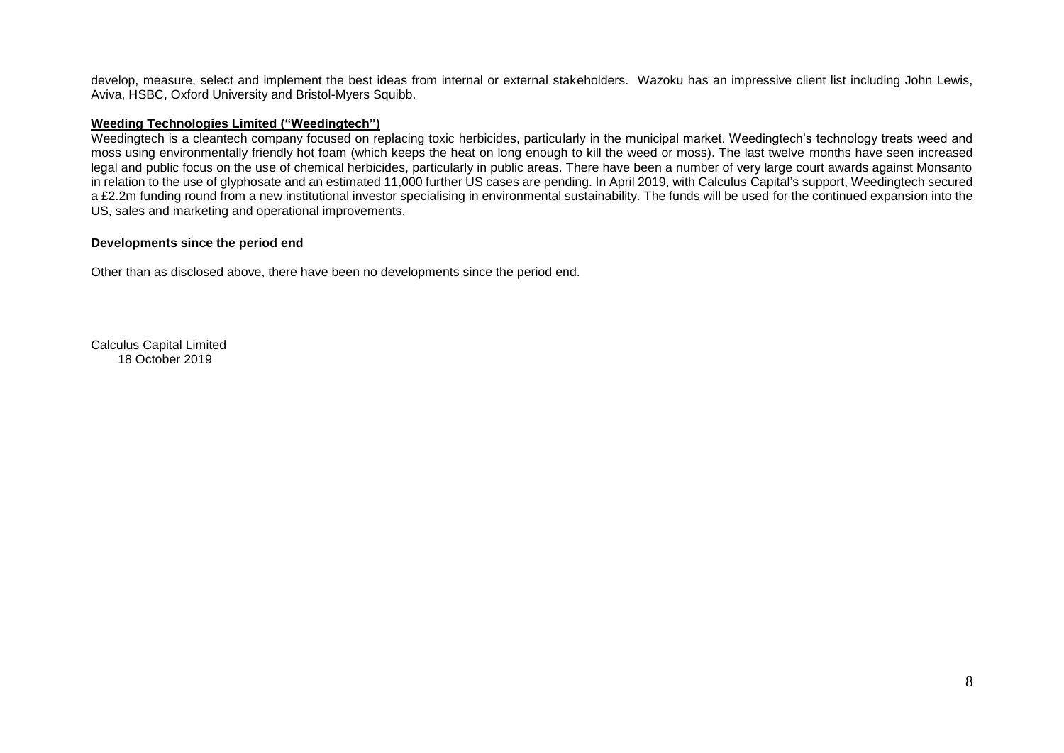develop, measure, select and implement the best ideas from internal or external stakeholders. Wazoku has an impressive client list including John Lewis, Aviva, HSBC, Oxford University and Bristol-Myers Squibb.

**Weeding Technologies Limited ("Weedingtech")**

Weedingtech is a cleantech company focused on replacing toxic herbicides, particularly in the municipal market. Weedingtech's technology treats weed and moss using environmentally friendly hot foam (which keeps the heat on long enough to kill the weed or moss). The last twelve months have seen increased legal and public focus on the use of chemical herbicides, particularly in public areas. There have been a number of very large court awards against Monsanto in relation to the use of glyphosate and an estimated 11,000 further US cases are pending. In April 2019, with Calculus Capital's support, Weedingtech secured a £2.2m funding round from a new institutional investor specialising in environmental sustainability. The funds will be used for the continued expansion into the US, sales and marketing and operational improvements.

**Developments since the period end**

Other than as disclosed above, there have been no developments since the period end.

Calculus Capital Limited
18 October 2019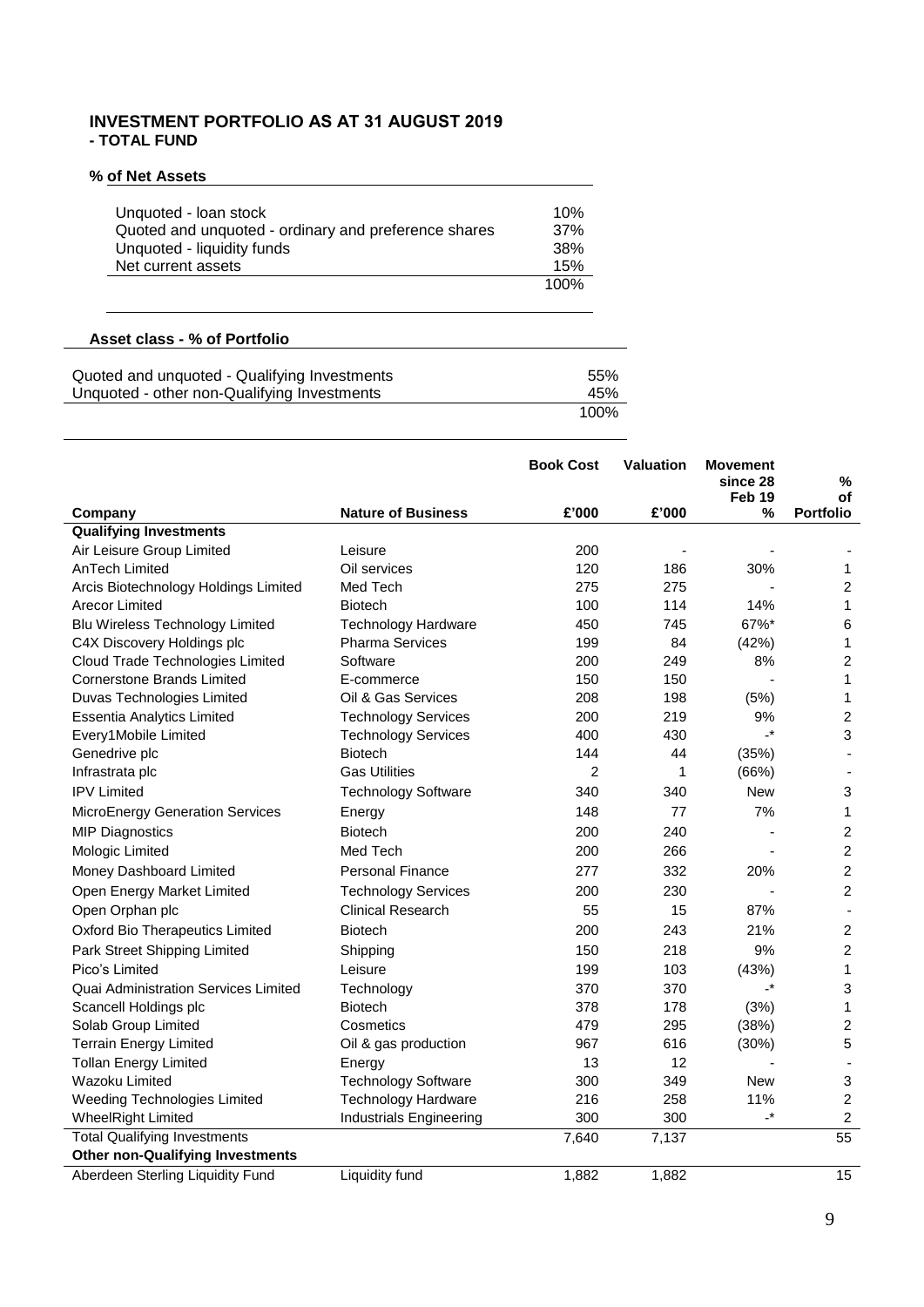## INVESTMENT PORTFOLIO AS AT 31 AUGUST 2019
### - TOTAL FUND

**% of Net Assets**

| | |
|---|---|
| Unquoted - loan stock | 10% |
| Quoted and unquoted - ordinary and preference shares | 37% |
| Unquoted - liquidity funds | 38% |
| Net current assets | 15% |
| | 100% |

**Asset class - % of Portfolio**

| | |
|---|---|
| Quoted and unquoted - Qualifying Investments | 55% |
| Unquoted - other non-Qualifying Investments | 45% |
| | 100% |

| Company | Nature of Business | Book Cost £'000 | Valuation £'000 | Movement since 28 Feb 19 % | % of Portfolio |
|---|---|---|---|---|---|
| **Qualifying Investments** | | | | | |
| Air Leisure Group Limited | Leisure | 200 | - | - | - |
| AnTech Limited | Oil services | 120 | 186 | 30% | 1 |
| Arcis Biotechnology Holdings Limited | Med Tech | 275 | 275 | - | 2 |
| Arecor Limited | Biotech | 100 | 114 | 14% | 1 |
| Blu Wireless Technology Limited | Technology Hardware | 450 | 745 | 67%* | 6 |
| C4X Discovery Holdings plc | Pharma Services | 199 | 84 | (42%) | 1 |
| Cloud Trade Technologies Limited | Software | 200 | 249 | 8% | 2 |
| Cornerstone Brands Limited | E-commerce | 150 | 150 | - | 1 |
| Duvas Technologies Limited | Oil & Gas Services | 208 | 198 | (5%) | 1 |
| Essentia Analytics Limited | Technology Services | 200 | 219 | 9% | 2 |
| Every1Mobile Limited | Technology Services | 400 | 430 | -* | 3 |
| Genedrive plc | Biotech | 144 | 44 | (35%) | - |
| Infrastrata plc | Gas Utilities | 2 | 1 | (66%) | - |
| IPV Limited | Technology Software | 340 | 340 | New | 3 |
| MicroEnergy Generation Services | Energy | 148 | 77 | 7% | 1 |
| MIP Diagnostics | Biotech | 200 | 240 | - | 2 |
| Mologic Limited | Med Tech | 200 | 266 | - | 2 |
| Money Dashboard Limited | Personal Finance | 277 | 332 | 20% | 2 |
| Open Energy Market Limited | Technology Services | 200 | 230 | - | 2 |
| Open Orphan plc | Clinical Research | 55 | 15 | 87% | - |
| Oxford Bio Therapeutics Limited | Biotech | 200 | 243 | 21% | 2 |
| Park Street Shipping Limited | Shipping | 150 | 218 | 9% | 2 |
| Pico's Limited | Leisure | 199 | 103 | (43%) | 1 |
| Quai Administration Services Limited | Technology | 370 | 370 | -* | 3 |
| Scancell Holdings plc | Biotech | 378 | 178 | (3%) | 1 |
| Solab Group Limited | Cosmetics | 479 | 295 | (38%) | 2 |
| Terrain Energy Limited | Oil & gas production | 967 | 616 | (30%) | 5 |
| Tollan Energy Limited | Energy | 13 | 12 | - | - |
| Wazoku Limited | Technology Software | 300 | 349 | New | 3 |
| Weeding Technologies Limited | Technology Hardware | 216 | 258 | 11% | 2 |
| WheelRight Limited | Industrials Engineering | 300 | 300 | -* | 2 |
| Total Qualifying Investments | | 7,640 | 7,137 | | 55 |
| **Other non-Qualifying Investments** | | | | | |
| Aberdeen Sterling Liquidity Fund | Liquidity fund | 1,882 | 1,882 | | 15 |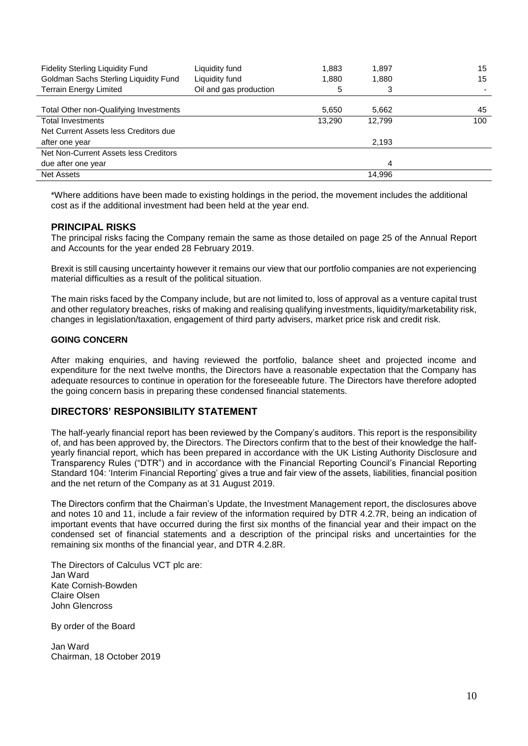| | | | | |
|---|---|---|---|---|
| Fidelity Sterling Liquidity Fund | Liquidity fund | 1,883 | 1,897 | 15 |
| Goldman Sachs Sterling Liquidity Fund | Liquidity fund | 1,880 | 1,880 | 15 |
| Terrain Energy Limited | Oil and gas production | 5 | 3 | - |
| Total Other non-Qualifying Investments | | 5,650 | 5,662 | 45 |
| Total Investments | | 13,290 | 12,799 | 100 |
| Net Current Assets less Creditors due after one year | | | 2,193 | |
| Net Non-Current Assets less Creditors due after one year | | | 4 | |
| Net Assets | | | 14,996 | |

*Where additions have been made to existing holdings in the period, the movement includes the additional cost as if the additional investment had been held at the year end.

## PRINCIPAL RISKS

The principal risks facing the Company remain the same as those detailed on page 25 of the Annual Report and Accounts for the year ended 28 February 2019.

Brexit is still causing uncertainty however it remains our view that our portfolio companies are not experiencing material difficulties as a result of the political situation.

The main risks faced by the Company include, but are not limited to, loss of approval as a venture capital trust and other regulatory breaches, risks of making and realising qualifying investments, liquidity/marketability risk, changes in legislation/taxation, engagement of third party advisers, market price risk and credit risk.

### GOING CONCERN

After making enquiries, and having reviewed the portfolio, balance sheet and projected income and expenditure for the next twelve months, the Directors have a reasonable expectation that the Company has adequate resources to continue in operation for the foreseeable future. The Directors have therefore adopted the going concern basis in preparing these condensed financial statements.

## DIRECTORS' RESPONSIBILITY STATEMENT

The half-yearly financial report has been reviewed by the Company's auditors. This report is the responsibility of, and has been approved by, the Directors. The Directors confirm that to the best of their knowledge the half-yearly financial report, which has been prepared in accordance with the UK Listing Authority Disclosure and Transparency Rules ("DTR") and in accordance with the Financial Reporting Council's Financial Reporting Standard 104: 'Interim Financial Reporting' gives a true and fair view of the assets, liabilities, financial position and the net return of the Company as at 31 August 2019.

The Directors confirm that the Chairman's Update, the Investment Management report, the disclosures above and notes 10 and 11, include a fair review of the information required by DTR 4.2.7R, being an indication of important events that have occurred during the first six months of the financial year and their impact on the condensed set of financial statements and a description of the principal risks and uncertainties for the remaining six months of the financial year, and DTR 4.2.8R.

The Directors of Calculus VCT plc are:
Jan Ward
Kate Cornish-Bowden
Claire Olsen
John Glencross

By order of the Board

Jan Ward
Chairman, 18 October 2019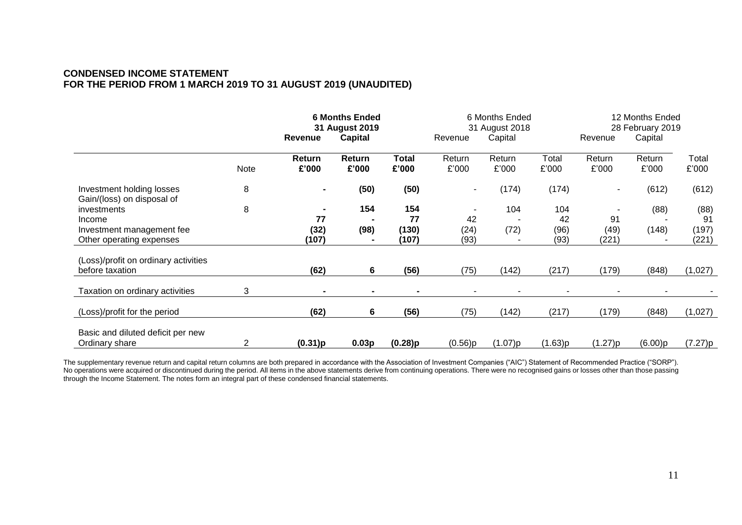**CONDENSED INCOME STATEMENT**
**FOR THE PERIOD FROM 1 MARCH 2019 TO 31 AUGUST 2019 (UNAUDITED)**

| | | **6 Months Ended 31 August 2019** | | | 6 Months Ended 31 August 2018 | | | 12 Months Ended 28 February 2019 | | |
|---|---|---|---|---|---|---|---|---|---|---|
| | | **Revenue** | **Capital** | | Revenue | Capital | | Revenue | Capital | |
| | Note | **Return £'000** | **Return £'000** | **Total £'000** | Return £'000 | Return £'000 | Total £'000 | Return £'000 | Return £'000 | Total £'000 |
| Investment holding losses | 8 | **-** | **(50)** | **(50)** | - | (174) | (174) | - | (612) | (612) |
| Gain/(loss) on disposal of investments | 8 | **-** | **154** | **154** | - | 104 | 104 | - | (88) | (88) |
| Income | | **77** | **-** | **77** | 42 | - | 42 | 91 | - | 91 |
| Investment management fee | | **(32)** | **(98)** | **(130)** | (24) | (72) | (96) | (49) | (148) | (197) |
| Other operating expenses | | **(107)** | **-** | **(107)** | (93) | - | (93) | (221) | - | (221) |
| (Loss)/profit on ordinary activities before taxation | | **(62)** | **6** | **(56)** | (75) | (142) | (217) | (179) | (848) | (1,027) |
| Taxation on ordinary activities | 3 | **-** | **-** | **-** | - | - | - | - | - | - |
| (Loss)/profit for the period | | **(62)** | **6** | **(56)** | (75) | (142) | (217) | (179) | (848) | (1,027) |
| Basic and diluted deficit per new Ordinary share | 2 | **(0.31)p** | **0.03p** | **(0.28)p** | (0.56)p | (1.07)p | (1.63)p | (1.27)p | (6.00)p | (7.27)p |

The supplementary revenue return and capital return columns are both prepared in accordance with the Association of Investment Companies ("AIC") Statement of Recommended Practice ("SORP"). No operations were acquired or discontinued during the period. All items in the above statements derive from continuing operations. There were no recognised gains or losses other than those passing through the Income Statement. The notes form an integral part of these condensed financial statements.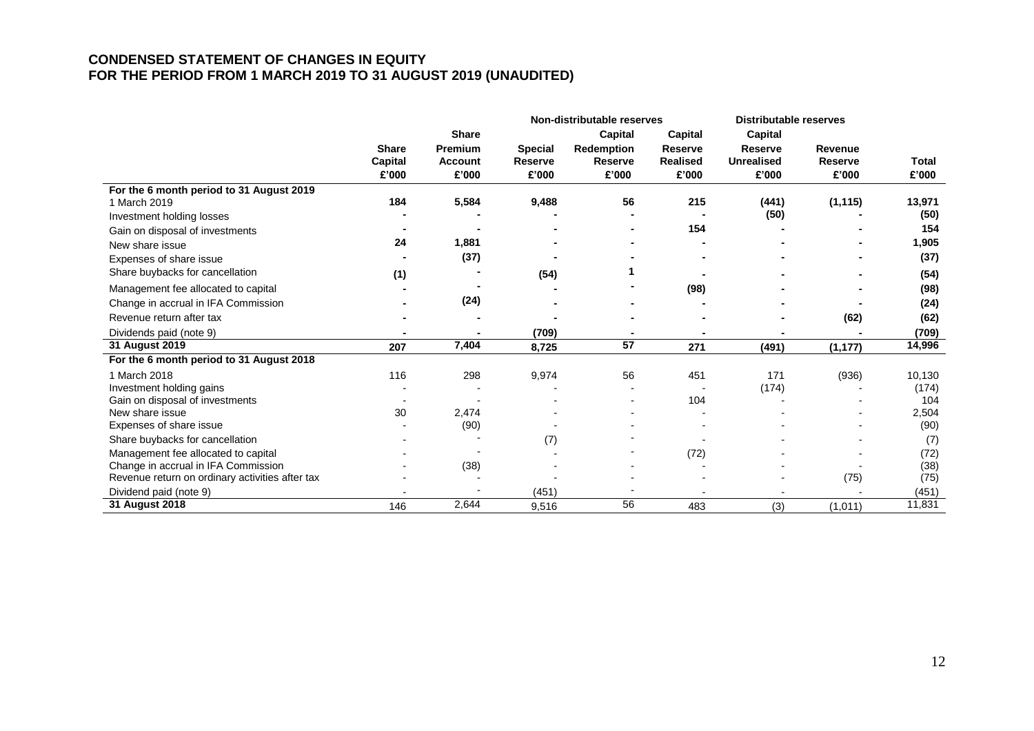## CONDENSED STATEMENT OF CHANGES IN EQUITY
## FOR THE PERIOD FROM 1 MARCH 2019 TO 31 AUGUST 2019 (UNAUDITED)

| | | | Non-distributable reserves | | | Distributable reserves | | |
|---|---|---|---|---|---|---|---|---|
| | Share Capital £'000 | Share Premium Account £'000 | Special Reserve £'000 | Capital Redemption Reserve £'000 | Capital Reserve Realised £'000 | Capital Reserve Unrealised £'000 | Revenue Reserve £'000 | Total £'000 |
| **For the 6 month period to 31 August 2019** | | | | | | | | |
| 1 March 2019 | **184** | **5,584** | **9,488** | **56** | **215** | **(441)** | **(1,115)** | **13,971** |
| Investment holding losses | **-** | **-** | **-** | **-** | **-** | **(50)** | **-** | **(50)** |
| Gain on disposal of investments | **-** | **-** | **-** | **-** | **154** | **-** | **-** | **154** |
| New share issue | **24** | **1,881** | **-** | **-** | **-** | **-** | **-** | **1,905** |
| Expenses of share issue | **-** | **(37)** | **-** | **-** | **-** | **-** | **-** | **(37)** |
| Share buybacks for cancellation | **(1)** | **-** | **(54)** | **1** | **-** | **-** | **-** | **(54)** |
| Management fee allocated to capital | **-** | **-** | **-** | **-** | **(98)** | **-** | **-** | **(98)** |
| Change in accrual in IFA Commission | **-** | **(24)** | **-** | **-** | **-** | **-** | **-** | **(24)** |
| Revenue return after tax | **-** | **-** | **-** | **-** | **-** | **-** | **(62)** | **(62)** |
| Dividends paid (note 9) | **-** | **-** | **(709)** | **-** | **-** | **-** | **-** | **(709)** |
| **31 August 2019** | **207** | **7,404** | **8,725** | **57** | **271** | **(491)** | **(1,177)** | **14,996** |
| **For the 6 month period to 31 August 2018** | | | | | | | | |
| 1 March 2018 | 116 | 298 | 9,974 | 56 | 451 | 171 | (936) | 10,130 |
| Investment holding gains | - | - | - | - | - | (174) | - | (174) |
| Gain on disposal of investments | - | - | - | - | 104 | - | - | 104 |
| New share issue | 30 | 2,474 | - | - | - | - | - | 2,504 |
| Expenses of share issue | - | (90) | - | - | - | - | - | (90) |
| Share buybacks for cancellation | - | - | (7) | - | - | - | - | (7) |
| Management fee allocated to capital | - | - | - | - | (72) | - | - | (72) |
| Change in accrual in IFA Commission | - | (38) | - | - | - | - | - | (38) |
| Revenue return on ordinary activities after tax | - | - | - | - | - | - | (75) | (75) |
| Dividend paid (note 9) | - | - | (451) | - | - | - | - | (451) |
| **31 August 2018** | 146 | 2,644 | 9,516 | 56 | 483 | (3) | (1,011) | 11,831 |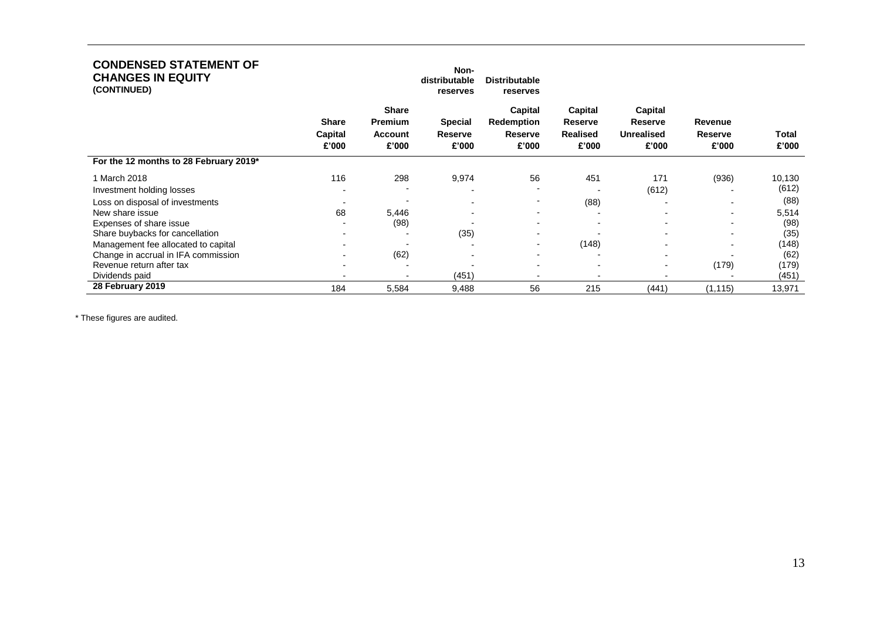# CONDENSED STATEMENT OF CHANGES IN EQUITY
**(CONTINUED)**

| | | | Non-distributable reserves | Distributable reserves | | | | |
|---|---|---|---|---|---|---|---|---|
| | Share Capital £'000 | Share Premium Account £'000 | Special Reserve £'000 | Capital Redemption Reserve £'000 | Capital Reserve Realised £'000 | Capital Reserve Unrealised £'000 | Revenue Reserve £'000 | Total £'000 |
| **For the 12 months to 28 February 2019*** | | | | | | | | |
| 1 March 2018 | 116 | 298 | 9,974 | 56 | 451 | 171 | (936) | 10,130 |
| Investment holding losses | - | - | - | - | - | (612) | - | (612) |
| Loss on disposal of investments | - | - | - | - | (88) | - | - | (88) |
| New share issue | 68 | 5,446 | - | - | - | - | - | 5,514 |
| Expenses of share issue | - | (98) | - | - | - | - | - | (98) |
| Share buybacks for cancellation | - | - | (35) | - | - | - | - | (35) |
| Management fee allocated to capital | - | - | - | - | (148) | - | - | (148) |
| Change in accrual in IFA commission | - | (62) | - | - | - | - | - | (62) |
| Revenue return after tax | - | - | - | - | - | - | (179) | (179) |
| Dividends paid | - | - | (451) | - | - | - | - | (451) |
| **28 February 2019** | 184 | 5,584 | 9,488 | 56 | 215 | (441) | (1,115) | 13,971 |

\* These figures are audited.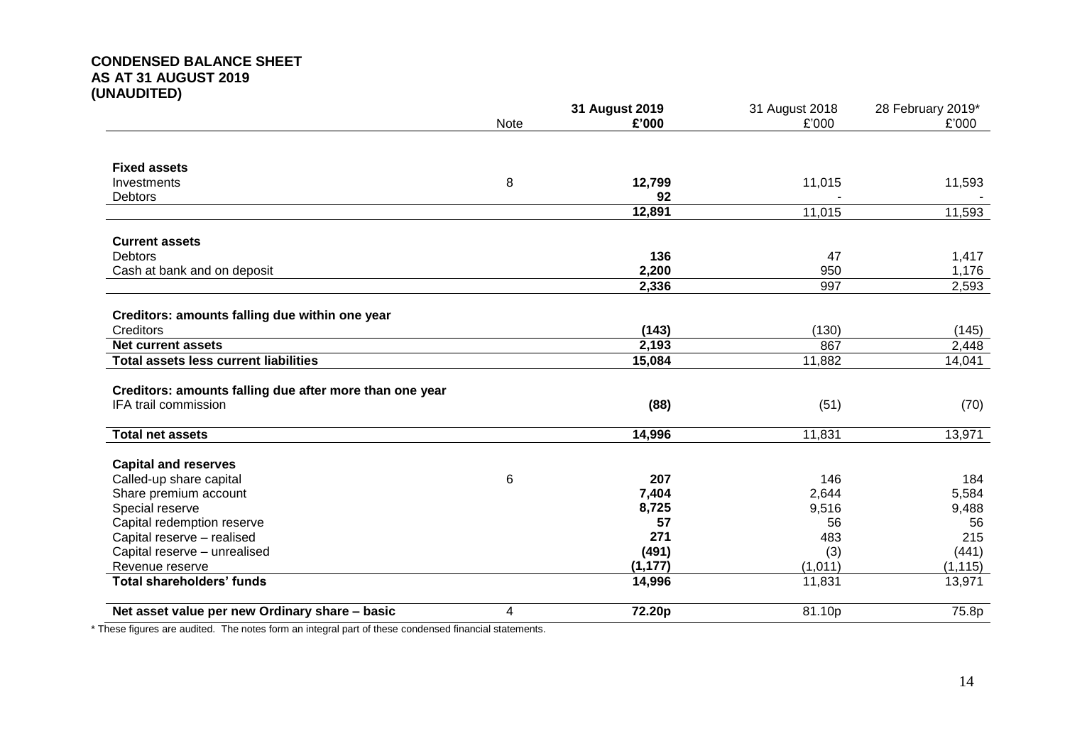**CONDENSED BALANCE SHEET**
**AS AT 31 AUGUST 2019**
**(UNAUDITED)**

| | Note | **31 August 2019 £'000** | 31 August 2018 £'000 | 28 February 2019* £'000 |
|---|---|---|---|---|
| **Fixed assets** | | | | |
| Investments | 8 | **12,799** | 11,015 | 11,593 |
| Debtors | | **92** | - | - |
| | | **12,891** | 11,015 | 11,593 |
| **Current assets** | | | | |
| Debtors | | **136** | 47 | 1,417 |
| Cash at bank and on deposit | | **2,200** | 950 | 1,176 |
| | | **2,336** | 997 | 2,593 |
| **Creditors: amounts falling due within one year** | | | | |
| Creditors | | **(143)** | (130) | (145) |
| **Net current assets** | | **2,193** | 867 | 2,448 |
| **Total assets less current liabilities** | | **15,084** | 11,882 | 14,041 |
| **Creditors: amounts falling due after more than one year** | | | | |
| IFA trail commission | | **(88)** | (51) | (70) |
| **Total net assets** | | **14,996** | 11,831 | 13,971 |
| **Capital and reserves** | | | | |
| Called-up share capital | 6 | **207** | 146 | 184 |
| Share premium account | | **7,404** | 2,644 | 5,584 |
| Special reserve | | **8,725** | 9,516 | 9,488 |
| Capital redemption reserve | | **57** | 56 | 56 |
| Capital reserve – realised | | **271** | 483 | 215 |
| Capital reserve – unrealised | | **(491)** | (3) | (441) |
| Revenue reserve | | **(1,177)** | (1,011) | (1,115) |
| **Total shareholders' funds** | | **14,996** | 11,831 | 13,971 |
| **Net asset value per new Ordinary share – basic** | 4 | **72.20p** | 81.10p | 75.8p |

* These figures are audited. The notes form an integral part of these condensed financial statements.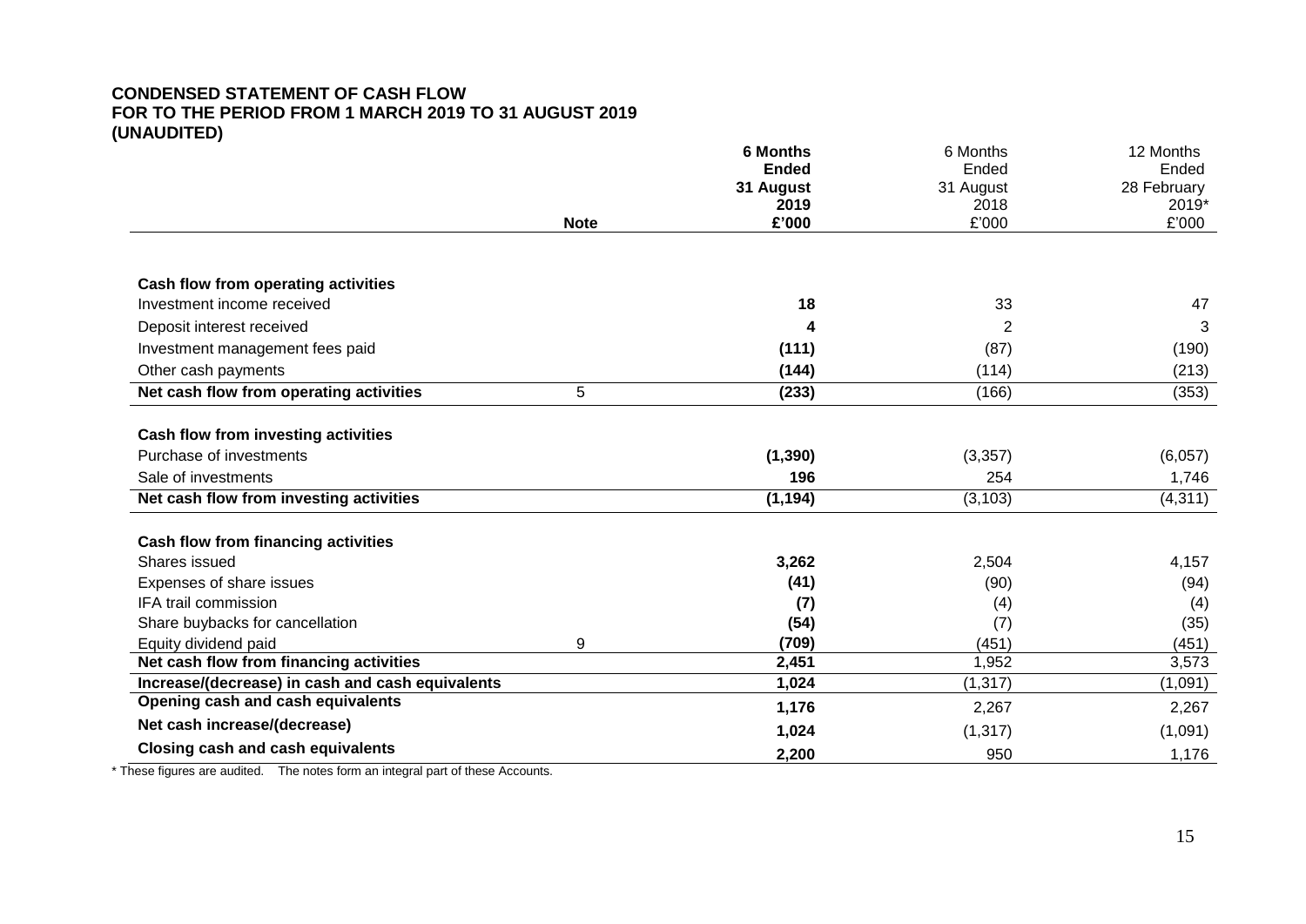**CONDENSED STATEMENT OF CASH FLOW**
**FOR TO THE PERIOD FROM 1 MARCH 2019 TO 31 AUGUST 2019**
**(UNAUDITED)**

| | Note | **6 Months Ended 31 August 2019 £'000** | 6 Months Ended 31 August 2018 £'000 | 12 Months Ended 28 February 2019* £'000 |
|---|---|---|---|---|
| **Cash flow from operating activities** | | | | |
| Investment income received | | **18** | 33 | 47 |
| Deposit interest received | | **4** | 2 | 3 |
| Investment management fees paid | | **(111)** | (87) | (190) |
| Other cash payments | | **(144)** | (114) | (213) |
| **Net cash flow from operating activities** | 5 | **(233)** | (166) | (353) |
| **Cash flow from investing activities** | | | | |
| Purchase of investments | | **(1,390)** | (3,357) | (6,057) |
| Sale of investments | | **196** | 254 | 1,746 |
| **Net cash flow from investing activities** | | **(1,194)** | (3,103) | (4,311) |
| **Cash flow from financing activities** | | | | |
| Shares issued | | **3,262** | 2,504 | 4,157 |
| Expenses of share issues | | **(41)** | (90) | (94) |
| IFA trail commission | | **(7)** | (4) | (4) |
| Share buybacks for cancellation | | **(54)** | (7) | (35) |
| Equity dividend paid | 9 | **(709)** | (451) | (451) |
| **Net cash flow from financing activities** | | **2,451** | 1,952 | 3,573 |
| **Increase/(decrease) in cash and cash equivalents** | | **1,024** | (1,317) | (1,091) |
| **Opening cash and cash equivalents** | | **1,176** | 2,267 | 2,267 |
| **Net cash increase/(decrease)** | | **1,024** | (1,317) | (1,091) |
| **Closing cash and cash equivalents** | | **2,200** | 950 | 1,176 |

* These figures are audited. The notes form an integral part of these Accounts.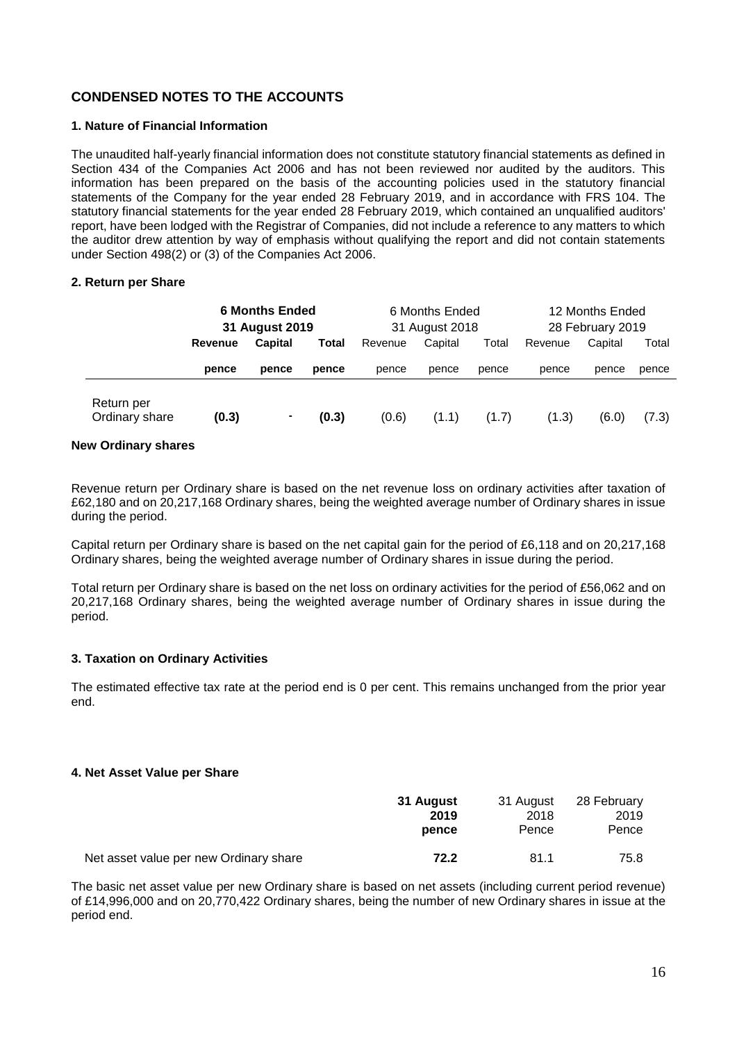## CONDENSED NOTES TO THE ACCOUNTS

### 1. Nature of Financial Information

The unaudited half-yearly financial information does not constitute statutory financial statements as defined in Section 434 of the Companies Act 2006 and has not been reviewed nor audited by the auditors. This information has been prepared on the basis of the accounting policies used in the statutory financial statements of the Company for the year ended 28 February 2019, and in accordance with FRS 104. The statutory financial statements for the year ended 28 February 2019, which contained an unqualified auditors' report, have been lodged with the Registrar of Companies, did not include a reference to any matters to which the auditor drew attention by way of emphasis without qualifying the report and did not contain statements under Section 498(2) or (3) of the Companies Act 2006.

### 2. Return per Share

| | **6 Months Ended 31 August 2019** | | | 6 Months Ended 31 August 2018 | | | 12 Months Ended 28 February 2019 | | |
|---|---|---|---|---|---|---|---|---|---|
| | **Revenue** | **Capital** | **Total** | Revenue | Capital | Total | Revenue | Capital | Total |
| | **pence** | **pence** | **pence** | pence | pence | pence | pence | pence | pence |
| Return per Ordinary share | **(0.3)** | **-** | **(0.3)** | (0.6) | (1.1) | (1.7) | (1.3) | (6.0) | (7.3) |

**New Ordinary shares**

Revenue return per Ordinary share is based on the net revenue loss on ordinary activities after taxation of £62,180 and on 20,217,168 Ordinary shares, being the weighted average number of Ordinary shares in issue during the period.

Capital return per Ordinary share is based on the net capital gain for the period of £6,118 and on 20,217,168 Ordinary shares, being the weighted average number of Ordinary shares in issue during the period.

Total return per Ordinary share is based on the net loss on ordinary activities for the period of £56,062 and on 20,217,168 Ordinary shares, being the weighted average number of Ordinary shares in issue during the period.

### 3. Taxation on Ordinary Activities

The estimated effective tax rate at the period end is 0 per cent. This remains unchanged from the prior year end.

### 4. Net Asset Value per Share

| | **31 August 2019 pence** | 31 August 2018 Pence | 28 February 2019 Pence |
|---|---|---|---|
| Net asset value per new Ordinary share | **72.2** | 81.1 | 75.8 |

The basic net asset value per new Ordinary share is based on net assets (including current period revenue) of £14,996,000 and on 20,770,422 Ordinary shares, being the number of new Ordinary shares in issue at the period end.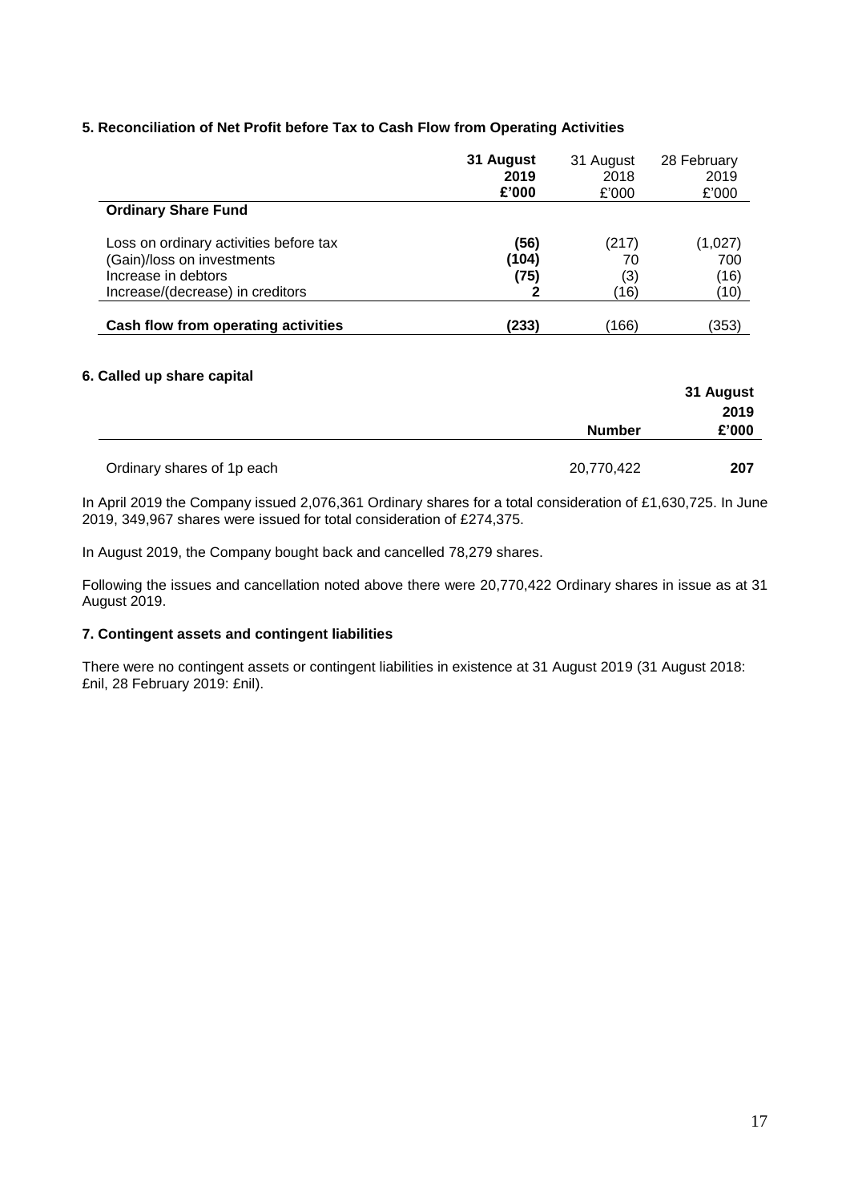### 5. Reconciliation of Net Profit before Tax to Cash Flow from Operating Activities

| | **31 August 2019 £'000** | 31 August 2018 £'000 | 28 February 2019 £'000 |
|---|---|---|---|
| **Ordinary Share Fund** | | | |
| Loss on ordinary activities before tax | **(56)** | (217) | (1,027) |
| (Gain)/loss on investments | **(104)** | 70 | 700 |
| Increase in debtors | **(75)** | (3) | (16) |
| Increase/(decrease) in creditors | **2** | (16) | (10) |
| **Cash flow from operating activities** | **(233)** | (166) | (353) |

### 6. Called up share capital

| | **Number** | **31 August 2019 £'000** |
|---|---|---|
| Ordinary shares of 1p each | 20,770,422 | **207** |

In April 2019 the Company issued 2,076,361 Ordinary shares for a total consideration of £1,630,725. In June 2019, 349,967 shares were issued for total consideration of £274,375.

In August 2019, the Company bought back and cancelled 78,279 shares.

Following the issues and cancellation noted above there were 20,770,422 Ordinary shares in issue as at 31 August 2019.

### 7. Contingent assets and contingent liabilities

There were no contingent assets or contingent liabilities in existence at 31 August 2019 (31 August 2018: £nil, 28 February 2019: £nil).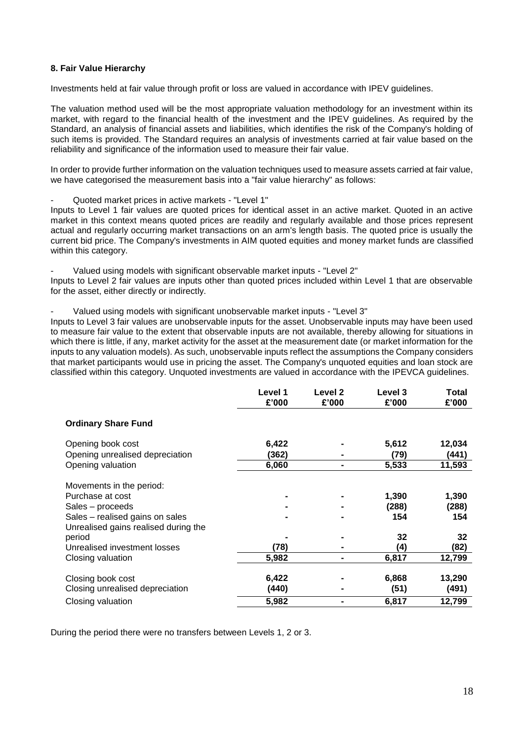**8. Fair Value Hierarchy**

Investments held at fair value through profit or loss are valued in accordance with IPEV guidelines.

The valuation method used will be the most appropriate valuation methodology for an investment within its market, with regard to the financial health of the investment and the IPEV guidelines. As required by the Standard, an analysis of financial assets and liabilities, which identifies the risk of the Company's holding of such items is provided. The Standard requires an analysis of investments carried at fair value based on the reliability and significance of the information used to measure their fair value.

In order to provide further information on the valuation techniques used to measure assets carried at fair value, we have categorised the measurement basis into a "fair value hierarchy" as follows:

- Quoted market prices in active markets - "Level 1"

Inputs to Level 1 fair values are quoted prices for identical asset in an active market. Quoted in an active market in this context means quoted prices are readily and regularly available and those prices represent actual and regularly occurring market transactions on an arm's length basis. The quoted price is usually the current bid price. The Company's investments in AIM quoted equities and money market funds are classified within this category.

- Valued using models with significant observable market inputs - "Level 2"

Inputs to Level 2 fair values are inputs other than quoted prices included within Level 1 that are observable for the asset, either directly or indirectly.

- Valued using models with significant unobservable market inputs - "Level 3"

Inputs to Level 3 fair values are unobservable inputs for the asset. Unobservable inputs may have been used to measure fair value to the extent that observable inputs are not available, thereby allowing for situations in which there is little, if any, market activity for the asset at the measurement date (or market information for the inputs to any valuation models). As such, unobservable inputs reflect the assumptions the Company considers that market participants would use in pricing the asset. The Company's unquoted equities and loan stock are classified within this category. Unquoted investments are valued in accordance with the IPEVCA guidelines.

| | Level 1 £'000 | Level 2 £'000 | Level 3 £'000 | Total £'000 |
|---|---|---|---|---|
| **Ordinary Share Fund** | | | | |
| Opening book cost | 6,422 | - | 5,612 | 12,034 |
| Opening unrealised depreciation | (362) | - | (79) | (441) |
| Opening valuation | 6,060 | - | 5,533 | 11,593 |
| Movements in the period: | | | | |
| Purchase at cost | - | - | 1,390 | 1,390 |
| Sales – proceeds | - | - | (288) | (288) |
| Sales – realised gains on sales | - | - | 154 | 154 |
| Unrealised gains realised during the period | - | - | 32 | 32 |
| Unrealised investment losses | (78) | - | (4) | (82) |
| Closing valuation | 5,982 | - | 6,817 | 12,799 |
| Closing book cost | 6,422 | - | 6,868 | 13,290 |
| Closing unrealised depreciation | (440) | - | (51) | (491) |
| Closing valuation | 5,982 | - | 6,817 | 12,799 |

During the period there were no transfers between Levels 1, 2 or 3.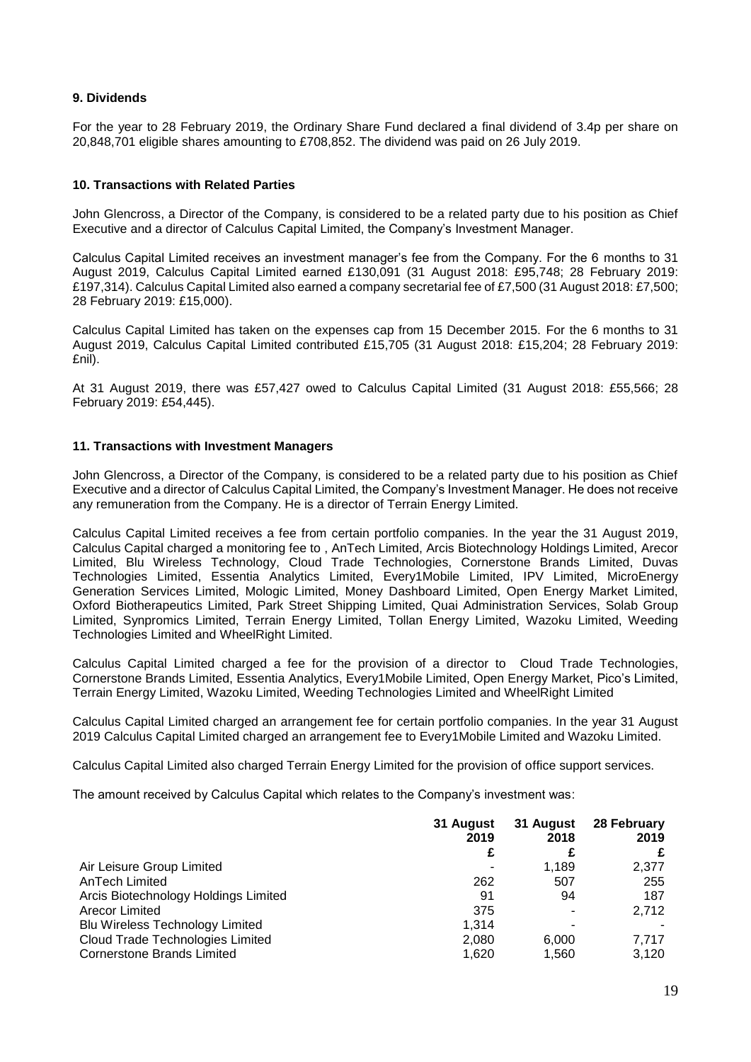### 9. Dividends

For the year to 28 February 2019, the Ordinary Share Fund declared a final dividend of 3.4p per share on 20,848,701 eligible shares amounting to £708,852. The dividend was paid on 26 July 2019.

### 10. Transactions with Related Parties

John Glencross, a Director of the Company, is considered to be a related party due to his position as Chief Executive and a director of Calculus Capital Limited, the Company's Investment Manager.

Calculus Capital Limited receives an investment manager's fee from the Company. For the 6 months to 31 August 2019, Calculus Capital Limited earned £130,091 (31 August 2018: £95,748; 28 February 2019: £197,314). Calculus Capital Limited also earned a company secretarial fee of £7,500 (31 August 2018: £7,500; 28 February 2019: £15,000).

Calculus Capital Limited has taken on the expenses cap from 15 December 2015. For the 6 months to 31 August 2019, Calculus Capital Limited contributed £15,705 (31 August 2018: £15,204; 28 February 2019: £nil).

At 31 August 2019, there was £57,427 owed to Calculus Capital Limited (31 August 2018: £55,566; 28 February 2019: £54,445).

### 11. Transactions with Investment Managers

John Glencross, a Director of the Company, is considered to be a related party due to his position as Chief Executive and a director of Calculus Capital Limited, the Company's Investment Manager. He does not receive any remuneration from the Company. He is a director of Terrain Energy Limited.

Calculus Capital Limited receives a fee from certain portfolio companies. In the year the 31 August 2019, Calculus Capital charged a monitoring fee to , AnTech Limited, Arcis Biotechnology Holdings Limited, Arecor Limited, Blu Wireless Technology, Cloud Trade Technologies, Cornerstone Brands Limited, Duvas Technologies Limited, Essentia Analytics Limited, Every1Mobile Limited, IPV Limited, MicroEnergy Generation Services Limited, Mologic Limited, Money Dashboard Limited, Open Energy Market Limited, Oxford Biotherapeutics Limited, Park Street Shipping Limited, Quai Administration Services, Solab Group Limited, Synpromics Limited, Terrain Energy Limited, Tollan Energy Limited, Wazoku Limited, Weeding Technologies Limited and WheelRight Limited.

Calculus Capital Limited charged a fee for the provision of a director to Cloud Trade Technologies, Cornerstone Brands Limited, Essentia Analytics, Every1Mobile Limited, Open Energy Market, Pico's Limited, Terrain Energy Limited, Wazoku Limited, Weeding Technologies Limited and WheelRight Limited

Calculus Capital Limited charged an arrangement fee for certain portfolio companies. In the year 31 August 2019 Calculus Capital Limited charged an arrangement fee to Every1Mobile Limited and Wazoku Limited.

Calculus Capital Limited also charged Terrain Energy Limited for the provision of office support services.

The amount received by Calculus Capital which relates to the Company's investment was:

| | 31 August 2019 | 31 August 2018 | 28 February 2019 |
|---|---|---|---|
| | £ | £ | £ |
| Air Leisure Group Limited | - | 1,189 | 2,377 |
| AnTech Limited | 262 | 507 | 255 |
| Arcis Biotechnology Holdings Limited | 91 | 94 | 187 |
| Arecor Limited | 375 | - | 2,712 |
| Blu Wireless Technology Limited | 1,314 | - | - |
| Cloud Trade Technologies Limited | 2,080 | 6,000 | 7,717 |
| Cornerstone Brands Limited | 1,620 | 1,560 | 3,120 |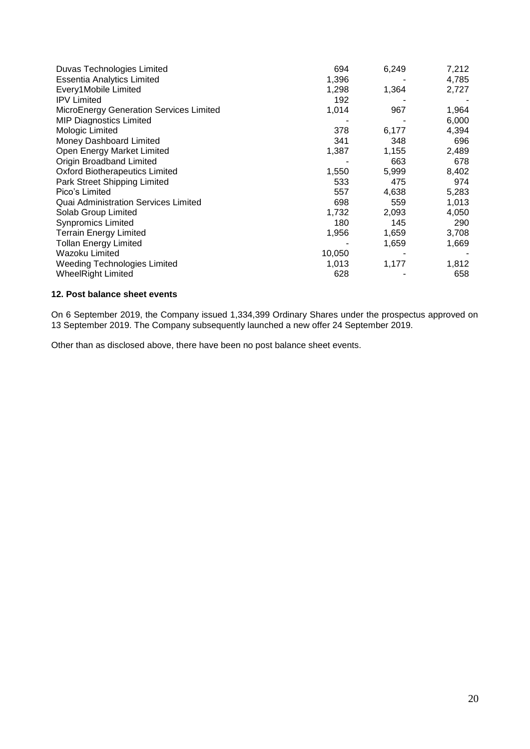| | | | |
|---|---|---|---|
| Duvas Technologies Limited | 694 | 6,249 | 7,212 |
| Essentia Analytics Limited | 1,396 | - | 4,785 |
| Every1Mobile Limited | 1,298 | 1,364 | 2,727 |
| IPV Limited | 192 | - | - |
| MicroEnergy Generation Services Limited | 1,014 | 967 | 1,964 |
| MIP Diagnostics Limited | - | - | 6,000 |
| Mologic Limited | 378 | 6,177 | 4,394 |
| Money Dashboard Limited | 341 | 348 | 696 |
| Open Energy Market Limited | 1,387 | 1,155 | 2,489 |
| Origin Broadband Limited | - | 663 | 678 |
| Oxford Biotherapeutics Limited | 1,550 | 5,999 | 8,402 |
| Park Street Shipping Limited | 533 | 475 | 974 |
| Pico's Limited | 557 | 4,638 | 5,283 |
| Quai Administration Services Limited | 698 | 559 | 1,013 |
| Solab Group Limited | 1,732 | 2,093 | 4,050 |
| Synpromics Limited | 180 | 145 | 290 |
| Terrain Energy Limited | 1,956 | 1,659 | 3,708 |
| Tollan Energy Limited | - | 1,659 | 1,669 |
| Wazoku Limited | 10,050 | - | - |
| Weeding Technologies Limited | 1,013 | 1,177 | 1,812 |
| WheelRight Limited | 628 | - | 658 |

**12. Post balance sheet events**

On 6 September 2019, the Company issued 1,334,399 Ordinary Shares under the prospectus approved on 13 September 2019. The Company subsequently launched a new offer 24 September 2019.

Other than as disclosed above, there have been no post balance sheet events.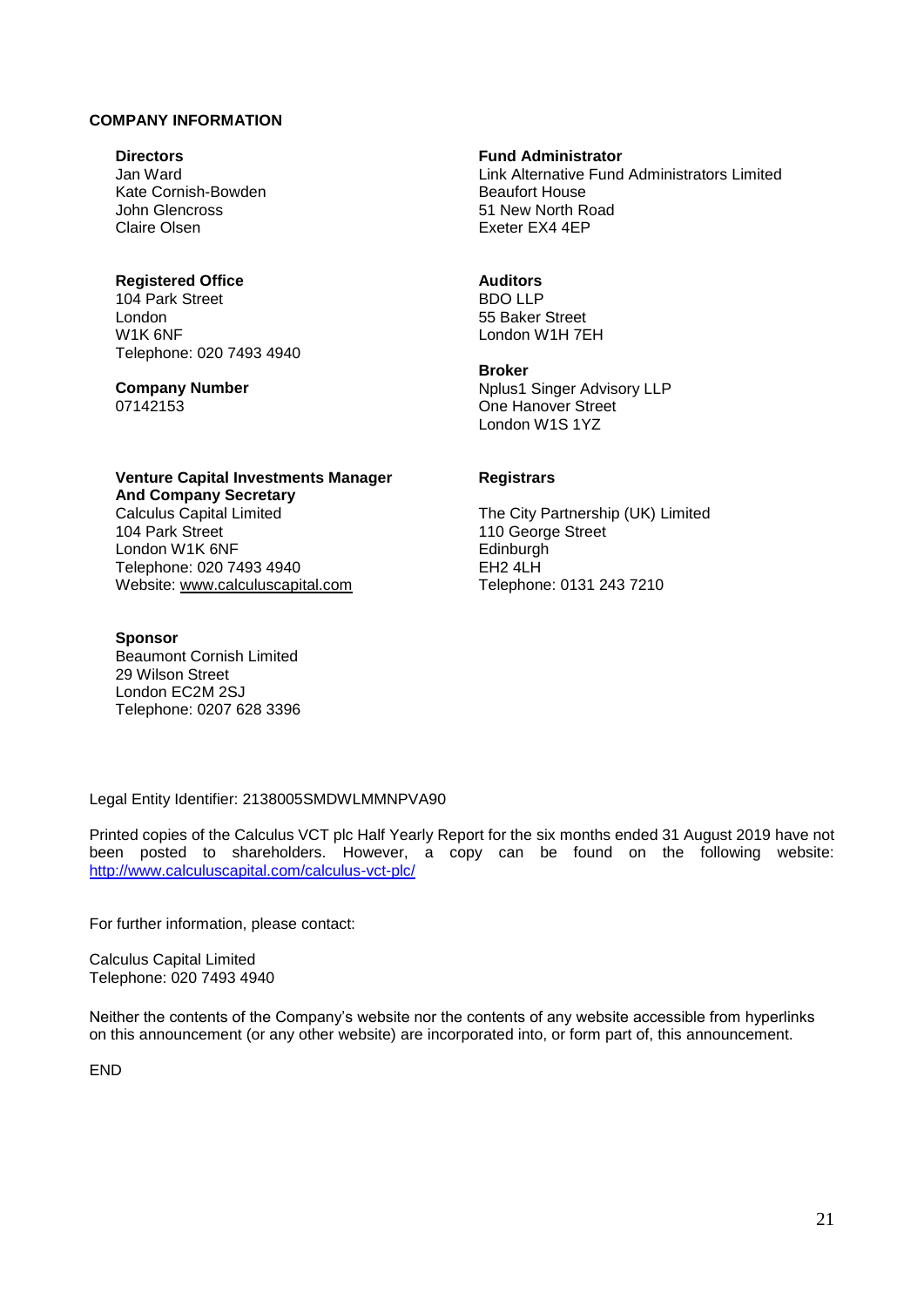## COMPANY INFORMATION

**Directors**
Jan Ward
Kate Cornish-Bowden
John Glencross
Claire Olsen

**Registered Office**
104 Park Street
London
W1K 6NF
Telephone: 020 7493 4940

**Company Number**
07142153

**Venture Capital Investments Manager And Company Secretary**
Calculus Capital Limited
104 Park Street
London W1K 6NF
Telephone: 020 7493 4940
Website: www.calculuscapital.com

**Sponsor**
Beaumont Cornish Limited
29 Wilson Street
London EC2M 2SJ
Telephone: 0207 628 3396

**Fund Administrator**
Link Alternative Fund Administrators Limited
Beaufort House
51 New North Road
Exeter EX4 4EP

**Auditors**
BDO LLP
55 Baker Street
London W1H 7EH

**Broker**
Nplus1 Singer Advisory LLP
One Hanover Street
London W1S 1YZ

**Registrars**

The City Partnership (UK) Limited
110 George Street
Edinburgh
EH2 4LH
Telephone: 0131 243 7210

Legal Entity Identifier: 2138005SMDWLMMNPVA90

Printed copies of the Calculus VCT plc Half Yearly Report for the six months ended 31 August 2019 have not been posted to shareholders. However, a copy can be found on the following website: http://www.calculuscapital.com/calculus-vct-plc/

For further information, please contact:

Calculus Capital Limited
Telephone: 020 7493 4940

Neither the contents of the Company's website nor the contents of any website accessible from hyperlinks on this announcement (or any other website) are incorporated into, or form part of, this announcement.

END